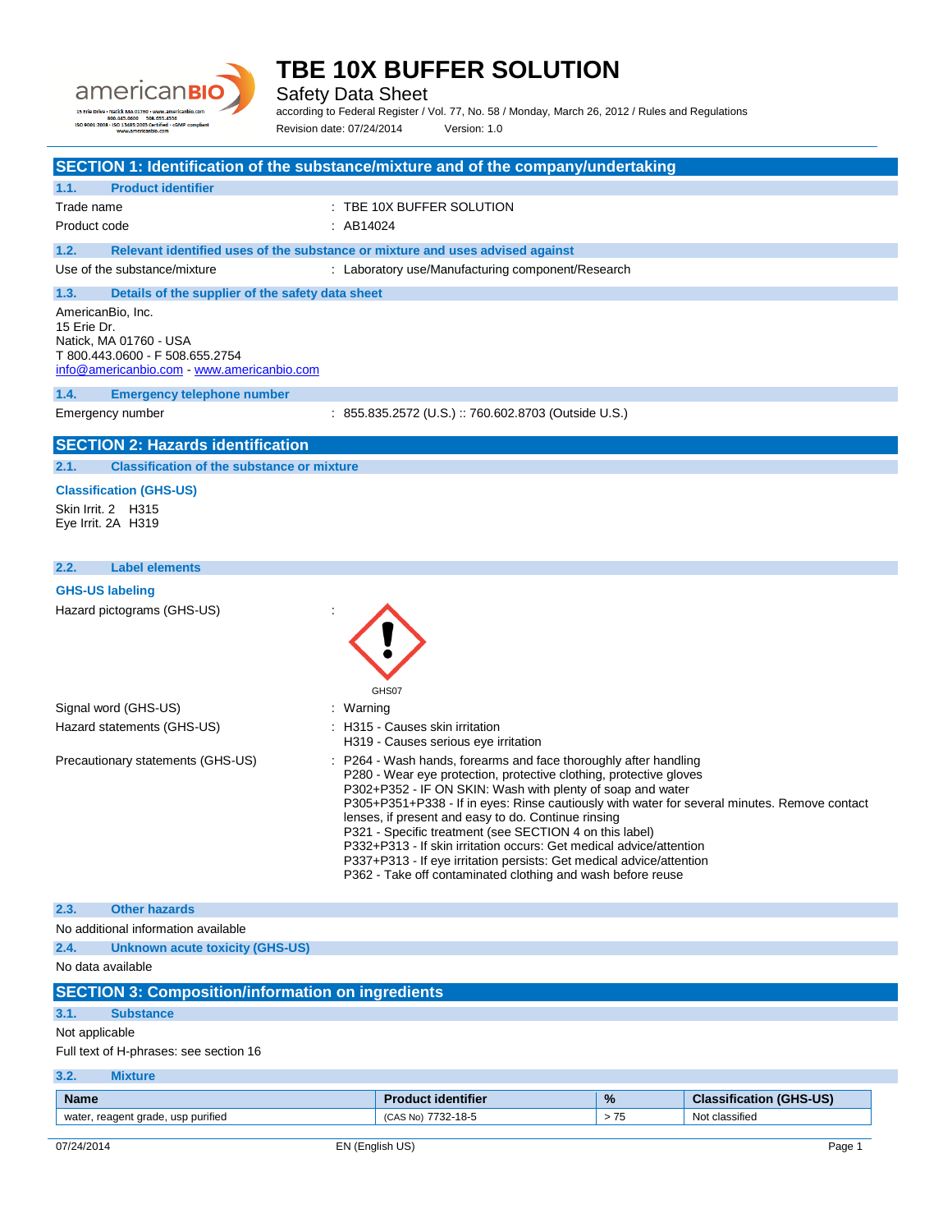# TBE 10X BUFFER SOLUTION

Safety Data Sheet

according to Federal Register / Vol. 77, No. 58 / Monday, March 26, 2012 / Rules and Regulations

Revision date: 07/24/2014 Version: 1.0

## SECTION 1: Identification of the substance/mixture and of the company/undertaking

### 1.1. Product identifier

Trade name : TBE 10X BUFFER SOLUTION

Product code : AB14024

### 1.2. Relevant identified uses of the substance or mixture and uses advised against

Use of the substance/mixture : Laboratory use/Manufacturing component/Research

### 1.3. Details of the supplier of the safety data sheet

AmericanBio, Inc.
15 Erie Dr.
Natick, MA 01760 - USA
T 800.443.0600 - F 508.655.2754
info@americanbio.com - www.americanbio.com

### 1.4. Emergency telephone number

Emergency number : 855.835.2572 (U.S.) :: 760.602.8703 (Outside U.S.)

## SECTION 2: Hazards identification

### 2.1. Classification of the substance or mixture

**Classification (GHS-US)**

Skin Irrit. 2 H315
Eye Irrit. 2A H319

### 2.2. Label elements

**GHS-US labeling**

Hazard pictograms (GHS-US) :

GHS07

Signal word (GHS-US) : Warning

Hazard statements (GHS-US) : H315 - Causes skin irritation
H319 - Causes serious eye irritation

Precautionary statements (GHS-US) : P264 - Wash hands, forearms and face thoroughly after handling
P280 - Wear eye protection, protective clothing, protective gloves
P302+P352 - IF ON SKIN: Wash with plenty of soap and water
P305+P351+P338 - If in eyes: Rinse cautiously with water for several minutes. Remove contact lenses, if present and easy to do. Continue rinsing
P321 - Specific treatment (see SECTION 4 on this label)
P332+P313 - If skin irritation occurs: Get medical advice/attention
P337+P313 - If eye irritation persists: Get medical advice/attention
P362 - Take off contaminated clothing and wash before reuse

### 2.3. Other hazards

No additional information available

### 2.4. Unknown acute toxicity (GHS-US)

No data available

## SECTION 3: Composition/information on ingredients

### 3.1. Substance

Not applicable

Full text of H-phrases: see section 16

### 3.2. Mixture

| Name | Product identifier | % | Classification (GHS-US) |
|---|---|---|---|
| water, reagent grade, usp purified | (CAS No) 7732-18-5 | > 75 | Not classified |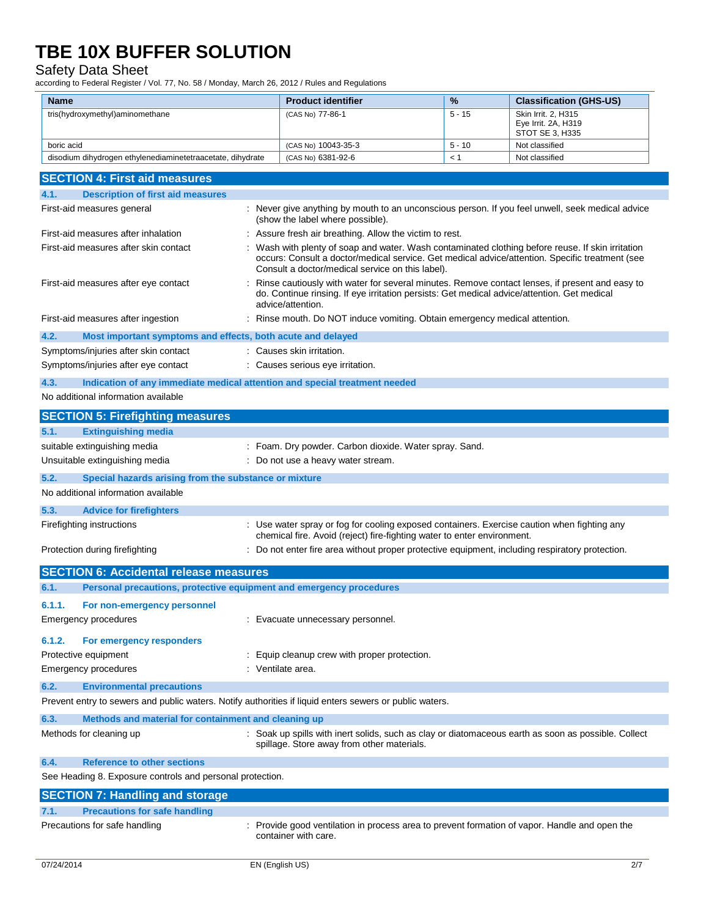| Name | Product identifier | % | Classification (GHS-US) |
|---|---|---|---|
| tris(hydroxymethyl)aminomethane | (CAS No) 77-86-1 | 5 - 15 | Skin Irrit. 2, H315<br>Eye Irrit. 2A, H319<br>STOT SE 3, H335 |
| boric acid | (CAS No) 10043-35-3 | 5 - 10 | Not classified |
| disodium dihydrogen ethylenediaminetetraacetate, dihydrate | (CAS No) 6381-92-6 | < 1 | Not classified |

## SECTION 4: First aid measures

### 4.1. Description of first aid measures

First-aid measures general : Never give anything by mouth to an unconscious person. If you feel unwell, seek medical advice (show the label where possible).

First-aid measures after inhalation : Assure fresh air breathing. Allow the victim to rest.

First-aid measures after skin contact : Wash with plenty of soap and water. Wash contaminated clothing before reuse. If skin irritation occurs: Consult a doctor/medical service. Get medical advice/attention. Specific treatment (see Consult a doctor/medical service on this label).

First-aid measures after eye contact : Rinse cautiously with water for several minutes. Remove contact lenses, if present and easy to do. Continue rinsing. If eye irritation persists: Get medical advice/attention. Get medical advice/attention.

First-aid measures after ingestion : Rinse mouth. Do NOT induce vomiting. Obtain emergency medical attention.

### 4.2. Most important symptoms and effects, both acute and delayed

Symptoms/injuries after skin contact : Causes skin irritation.

Symptoms/injuries after eye contact : Causes serious eye irritation.

### 4.3. Indication of any immediate medical attention and special treatment needed

No additional information available

## SECTION 5: Firefighting measures

### 5.1. Extinguishing media

suitable extinguishing media : Foam. Dry powder. Carbon dioxide. Water spray. Sand.

Unsuitable extinguishing media : Do not use a heavy water stream.

### 5.2. Special hazards arising from the substance or mixture

No additional information available

### 5.3. Advice for firefighters

Firefighting instructions : Use water spray or fog for cooling exposed containers. Exercise caution when fighting any chemical fire. Avoid (reject) fire-fighting water to enter environment.

Protection during firefighting : Do not enter fire area without proper protective equipment, including respiratory protection.

## SECTION 6: Accidental release measures

### 6.1. Personal precautions, protective equipment and emergency procedures

#### 6.1.1. For non-emergency personnel

Emergency procedures : Evacuate unnecessary personnel.

#### 6.1.2. For emergency responders

Protective equipment : Equip cleanup crew with proper protection.

Emergency procedures : Ventilate area.

### 6.2. Environmental precautions

Prevent entry to sewers and public waters. Notify authorities if liquid enters sewers or public waters.

### 6.3. Methods and material for containment and cleaning up

Methods for cleaning up : Soak up spills with inert solids, such as clay or diatomaceous earth as soon as possible. Collect spillage. Store away from other materials.

### 6.4. Reference to other sections

See Heading 8. Exposure controls and personal protection.

## SECTION 7: Handling and storage

### 7.1. Precautions for safe handling

Precautions for safe handling : Provide good ventilation in process area to prevent formation of vapor. Handle and open the container with care.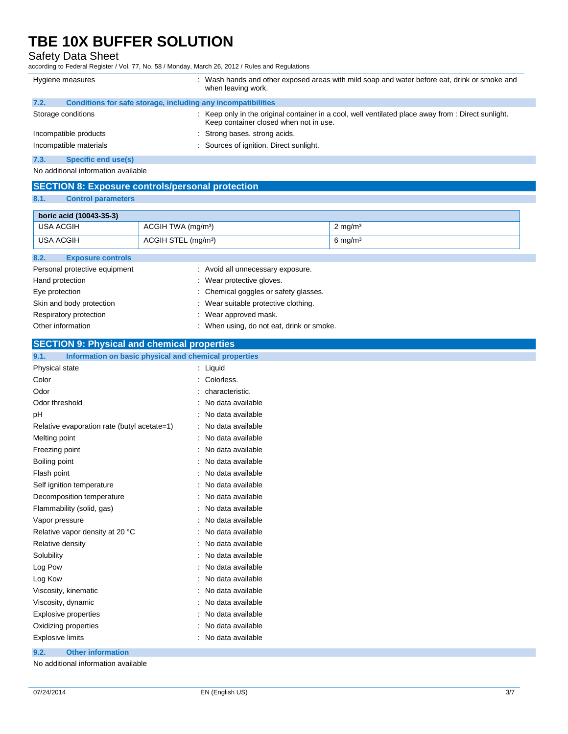| | |
|---|---|
| Hygiene measures | : Wash hands and other exposed areas with mild soap and water before eat, drink or smoke and when leaving work. |

### 7.2. Conditions for safe storage, including any incompatibilities

| | |
|---|---|
| Storage conditions | : Keep only in the original container in a cool, well ventilated place away from : Direct sunlight. Keep container closed when not in use. |
| Incompatible products | : Strong bases. strong acids. |
| Incompatible materials | : Sources of ignition. Direct sunlight. |

### 7.3. Specific end use(s)

No additional information available

## SECTION 8: Exposure controls/personal protection

### 8.1. Control parameters

| boric acid (10043-35-3) | | |
|---|---|---|
| USA ACGIH | ACGIH TWA (mg/m³) | 2 mg/m³ |
| USA ACGIH | ACGIH STEL (mg/m³) | 6 mg/m³ |

### 8.2. Exposure controls

| | |
|---|---|
| Personal protective equipment | : Avoid all unnecessary exposure. |
| Hand protection | : Wear protective gloves. |
| Eye protection | : Chemical goggles or safety glasses. |
| Skin and body protection | : Wear suitable protective clothing. |
| Respiratory protection | : Wear approved mask. |
| Other information | : When using, do not eat, drink or smoke. |

## SECTION 9: Physical and chemical properties

### 9.1. Information on basic physical and chemical properties

| | |
|---|---|
| Physical state | : Liquid |
| Color | : Colorless. |
| Odor | : characteristic. |
| Odor threshold | : No data available |
| pH | : No data available |
| Relative evaporation rate (butyl acetate=1) | : No data available |
| Melting point | : No data available |
| Freezing point | : No data available |
| Boiling point | : No data available |
| Flash point | : No data available |
| Self ignition temperature | : No data available |
| Decomposition temperature | : No data available |
| Flammability (solid, gas) | : No data available |
| Vapor pressure | : No data available |
| Relative vapor density at 20 °C | : No data available |
| Relative density | : No data available |
| Solubility | : No data available |
| Log Pow | : No data available |
| Log Kow | : No data available |
| Viscosity, kinematic | : No data available |
| Viscosity, dynamic | : No data available |
| Explosive properties | : No data available |
| Oxidizing properties | : No data available |
| Explosive limits | : No data available |

### 9.2. Other information

No additional information available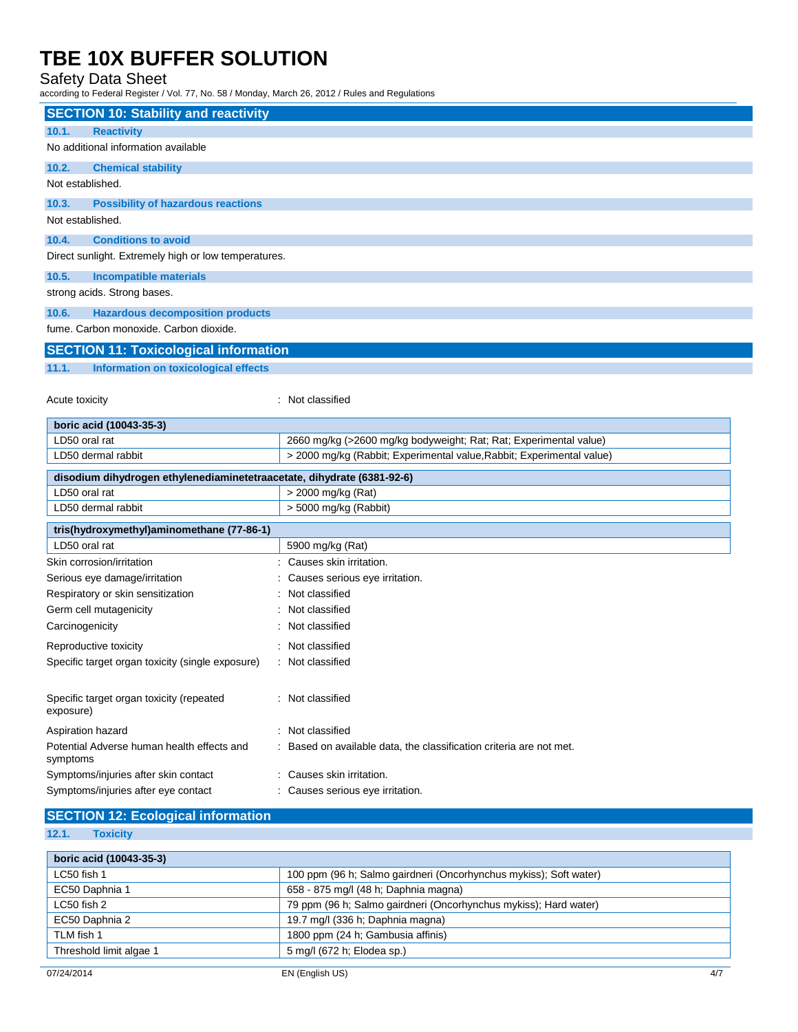## SECTION 10: Stability and reactivity

### 10.1. Reactivity

No additional information available

### 10.2. Chemical stability

Not established.

### 10.3. Possibility of hazardous reactions

Not established.

### 10.4. Conditions to avoid

Direct sunlight. Extremely high or low temperatures.

### 10.5. Incompatible materials

strong acids. Strong bases.

### 10.6. Hazardous decomposition products

fume. Carbon monoxide. Carbon dioxide.

## SECTION 11: Toxicological information

### 11.1. Information on toxicological effects

Acute toxicity : Not classified

| boric acid (10043-35-3) | |
|---|---|
| LD50 oral rat | 2660 mg/kg (>2600 mg/kg bodyweight; Rat; Rat; Experimental value) |
| LD50 dermal rabbit | > 2000 mg/kg (Rabbit; Experimental value,Rabbit; Experimental value) |

| disodium dihydrogen ethylenediaminetetraacetate, dihydrate (6381-92-6) | |
|---|---|
| LD50 oral rat | > 2000 mg/kg (Rat) |
| LD50 dermal rabbit | > 5000 mg/kg (Rabbit) |

| tris(hydroxymethyl)aminomethane (77-86-1) | |
|---|---|
| LD50 oral rat | 5900 mg/kg (Rat) |

Skin corrosion/irritation : Causes skin irritation.

Serious eye damage/irritation : Causes serious eye irritation.

Respiratory or skin sensitization : Not classified

Germ cell mutagenicity : Not classified

Carcinogenicity : Not classified

Reproductive toxicity : Not classified

Specific target organ toxicity (single exposure) : Not classified

Specific target organ toxicity (repeated exposure) : Not classified

Aspiration hazard : Not classified

Potential Adverse human health effects and symptoms : Based on available data, the classification criteria are not met.

Symptoms/injuries after skin contact : Causes skin irritation.

Symptoms/injuries after eye contact : Causes serious eye irritation.

## SECTION 12: Ecological information

### 12.1. Toxicity

| boric acid (10043-35-3) | |
|---|---|
| LC50 fish 1 | 100 ppm (96 h; Salmo gairdneri (Oncorhynchus mykiss); Soft water) |
| EC50 Daphnia 1 | 658 - 875 mg/l (48 h; Daphnia magna) |
| LC50 fish 2 | 79 ppm (96 h; Salmo gairdneri (Oncorhynchus mykiss); Hard water) |
| EC50 Daphnia 2 | 19.7 mg/l (336 h; Daphnia magna) |
| TLM fish 1 | 1800 ppm (24 h; Gambusia affinis) |
| Threshold limit algae 1 | 5 mg/l (672 h; Elodea sp.) |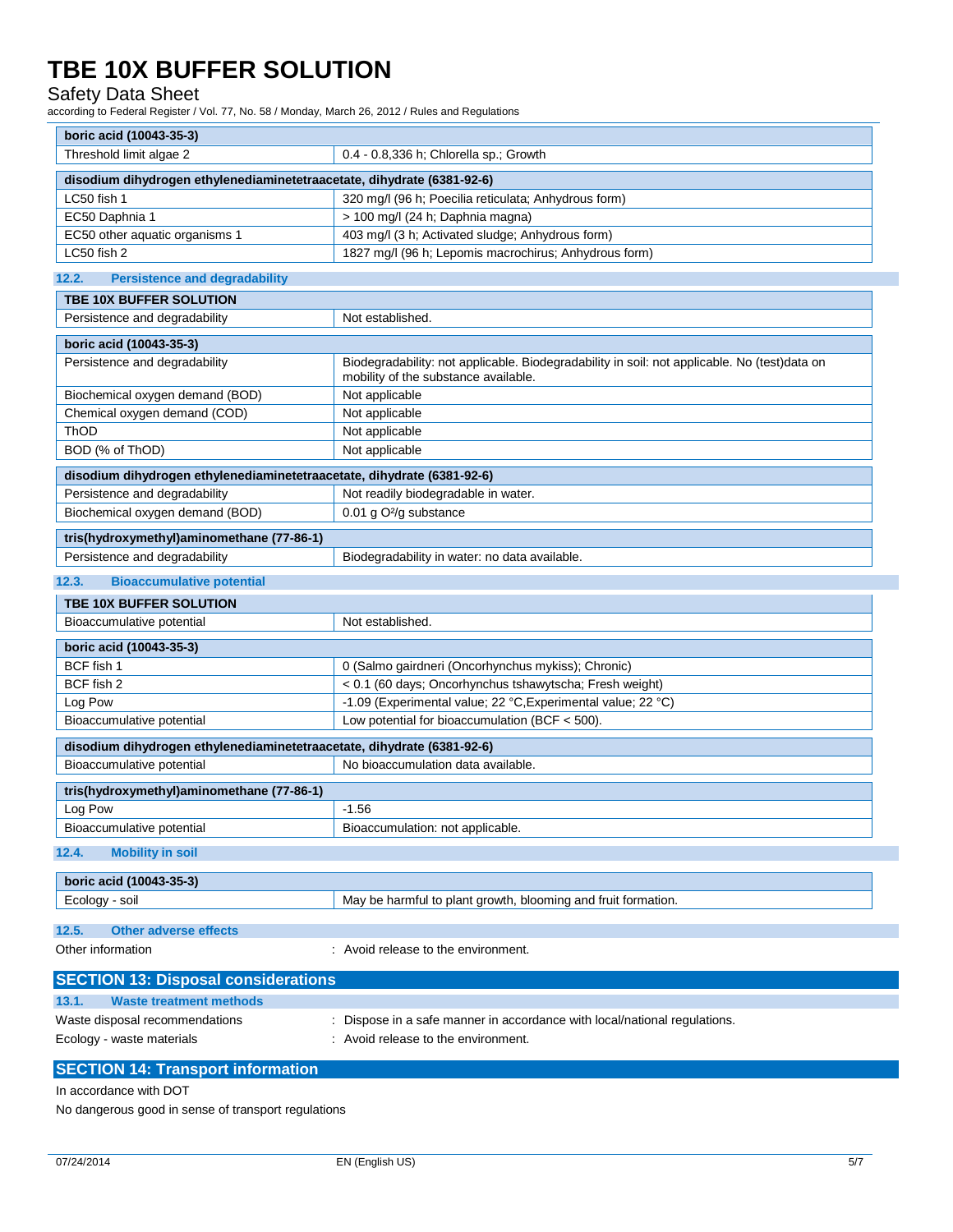| boric acid (10043-35-3) | |
|---|---|
| Threshold limit algae 2 | 0.4 - 0.8,336 h; Chlorella sp.; Growth |

| disodium dihydrogen ethylenediaminetetraacetate, dihydrate (6381-92-6) | |
|---|---|
| LC50 fish 1 | 320 mg/l (96 h; Poecilia reticulata; Anhydrous form) |
| EC50 Daphnia 1 | > 100 mg/l (24 h; Daphnia magna) |
| EC50 other aquatic organisms 1 | 403 mg/l (3 h; Activated sludge; Anhydrous form) |
| LC50 fish 2 | 1827 mg/l (96 h; Lepomis macrochirus; Anhydrous form) |

### 12.2. Persistence and degradability

| TBE 10X BUFFER SOLUTION | |
|---|---|
| Persistence and degradability | Not established. |

| boric acid (10043-35-3) | |
|---|---|
| Persistence and degradability | Biodegradability: not applicable. Biodegradability in soil: not applicable. No (test)data on mobility of the substance available. |
| Biochemical oxygen demand (BOD) | Not applicable |
| Chemical oxygen demand (COD) | Not applicable |
| ThOD | Not applicable |
| BOD (% of ThOD) | Not applicable |

| disodium dihydrogen ethylenediaminetetraacetate, dihydrate (6381-92-6) | |
|---|---|
| Persistence and degradability | Not readily biodegradable in water. |
| Biochemical oxygen demand (BOD) | 0.01 g $O^2$/g substance |

| tris(hydroxymethyl)aminomethane (77-86-1) | |
|---|---|
| Persistence and degradability | Biodegradability in water: no data available. |

### 12.3. Bioaccumulative potential

| TBE 10X BUFFER SOLUTION | |
|---|---|
| Bioaccumulative potential | Not established. |

| boric acid (10043-35-3) | |
|---|---|
| BCF fish 1 | 0 (Salmo gairdneri (Oncorhynchus mykiss); Chronic) |
| BCF fish 2 | < 0.1 (60 days; Oncorhynchus tshawytscha; Fresh weight) |
| Log Pow | -1.09 (Experimental value; 22 °C,Experimental value; 22 °C) |
| Bioaccumulative potential | Low potential for bioaccumulation (BCF < 500). |

| disodium dihydrogen ethylenediaminetetraacetate, dihydrate (6381-92-6) | |
|---|---|
| Bioaccumulative potential | No bioaccumulation data available. |

| tris(hydroxymethyl)aminomethane (77-86-1) | |
|---|---|
| Log Pow | -1.56 |
| Bioaccumulative potential | Bioaccumulation: not applicable. |

### 12.4. Mobility in soil

| boric acid (10043-35-3) | |
|---|---|
| Ecology - soil | May be harmful to plant growth, blooming and fruit formation. |

### 12.5. Other adverse effects

Other information : Avoid release to the environment.

## SECTION 13: Disposal considerations

### 13.1. Waste treatment methods

Waste disposal recommendations : Dispose in a safe manner in accordance with local/national regulations.

Ecology - waste materials : Avoid release to the environment.

## SECTION 14: Transport information

In accordance with DOT

No dangerous good in sense of transport regulations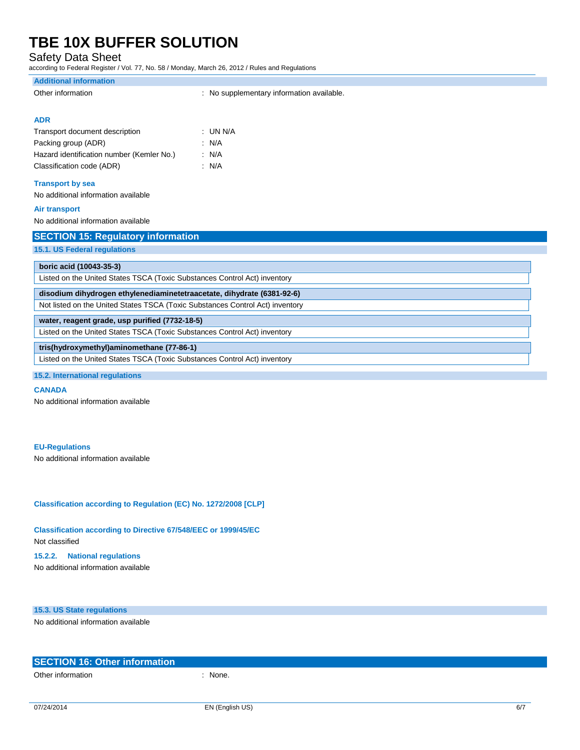**Additional information**

Other information : No supplementary information available.

**ADR**

| | |
|---|---|
| Transport document description | : UN N/A |
| Packing group (ADR) | : N/A |
| Hazard identification number (Kemler No.) | : N/A |
| Classification code (ADR) | : N/A |

**Transport by sea**

No additional information available

**Air transport**

No additional information available

## SECTION 15: Regulatory information

### 15.1. US Federal regulations

| boric acid (10043-35-3) |
|---|
| Listed on the United States TSCA (Toxic Substances Control Act) inventory |

| disodium dihydrogen ethylenediaminetetraacetate, dihydrate (6381-92-6) |
|---|
| Not listed on the United States TSCA (Toxic Substances Control Act) inventory |

| water, reagent grade, usp purified (7732-18-5) |
|---|
| Listed on the United States TSCA (Toxic Substances Control Act) inventory |

| tris(hydroxymethyl)aminomethane (77-86-1) |
|---|
| Listed on the United States TSCA (Toxic Substances Control Act) inventory |

### 15.2. International regulations

**CANADA**

No additional information available

**EU-Regulations**

No additional information available

**Classification according to Regulation (EC) No. 1272/2008 [CLP]**

**Classification according to Directive 67/548/EEC or 1999/45/EC**

Not classified

**15.2.2. National regulations**

No additional information available

### 15.3. US State regulations

No additional information available

## SECTION 16: Other information

Other information : None.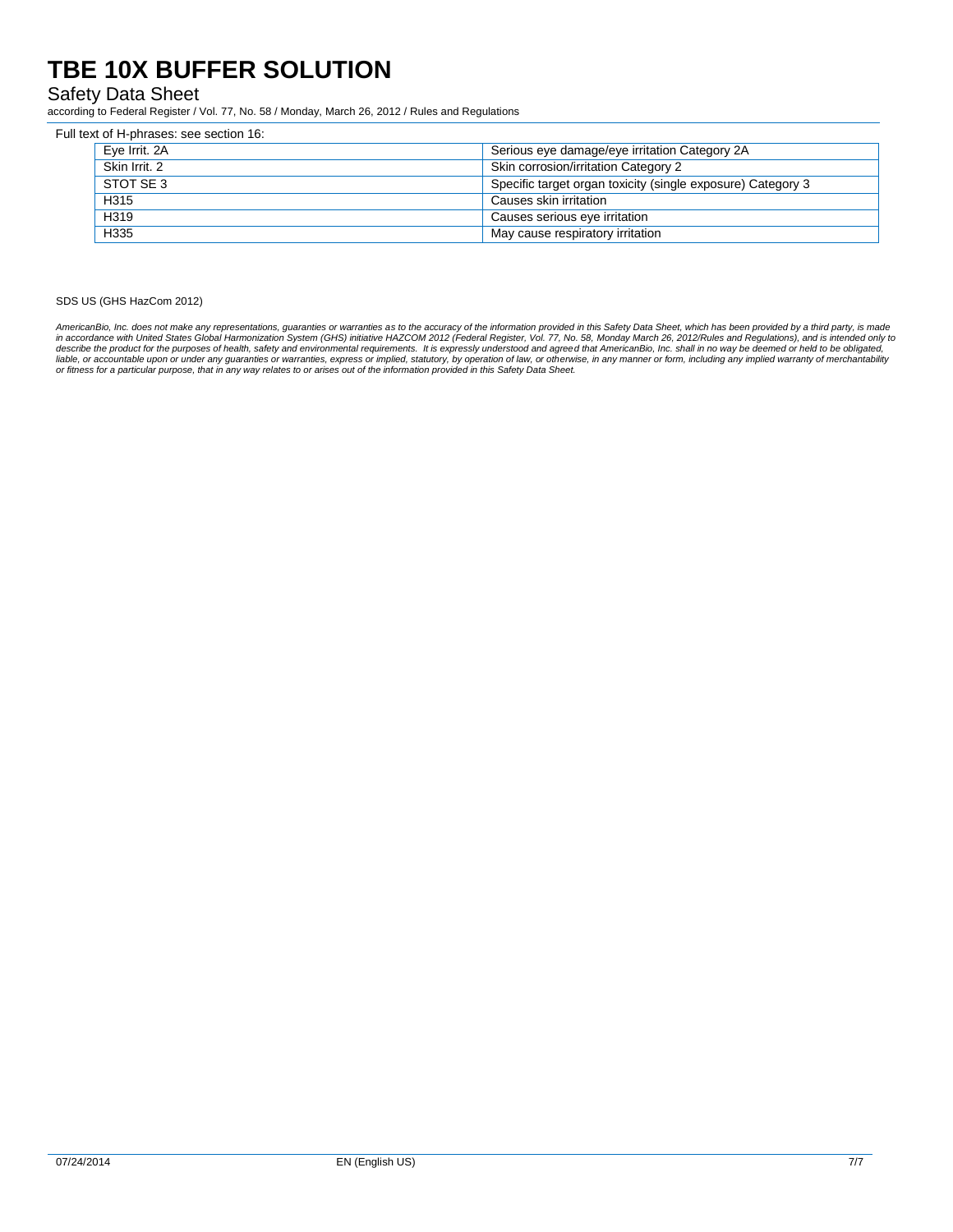Full text of H-phrases: see section 16:

| | |
|---|---|
| Eye Irrit. 2A | Serious eye damage/eye irritation Category 2A |
| Skin Irrit. 2 | Skin corrosion/irritation Category 2 |
| STOT SE 3 | Specific target organ toxicity (single exposure) Category 3 |
| H315 | Causes skin irritation |
| H319 | Causes serious eye irritation |
| H335 | May cause respiratory irritation |

SDS US (GHS HazCom 2012)

*AmericanBio, Inc. does not make any representations, guaranties or warranties as to the accuracy of the information provided in this Safety Data Sheet, which has been provided by a third party, is made in accordance with United States Global Harmonization System (GHS) initiative HAZCOM 2012 (Federal Register, Vol. 77, No. 58, Monday March 26, 2012/Rules and Regulations), and is intended only to describe the product for the purposes of health, safety and environmental requirements. It is expressly understood and agreed that AmericanBio, Inc. shall in no way be deemed or held to be obligated, liable, or accountable upon or under any guaranties or warranties, express or implied, statutory, by operation of law, or otherwise, in any manner or form, including any implied warranty of merchantability or fitness for a particular purpose, that in any way relates to or arises out of the information provided in this Safety Data Sheet.*